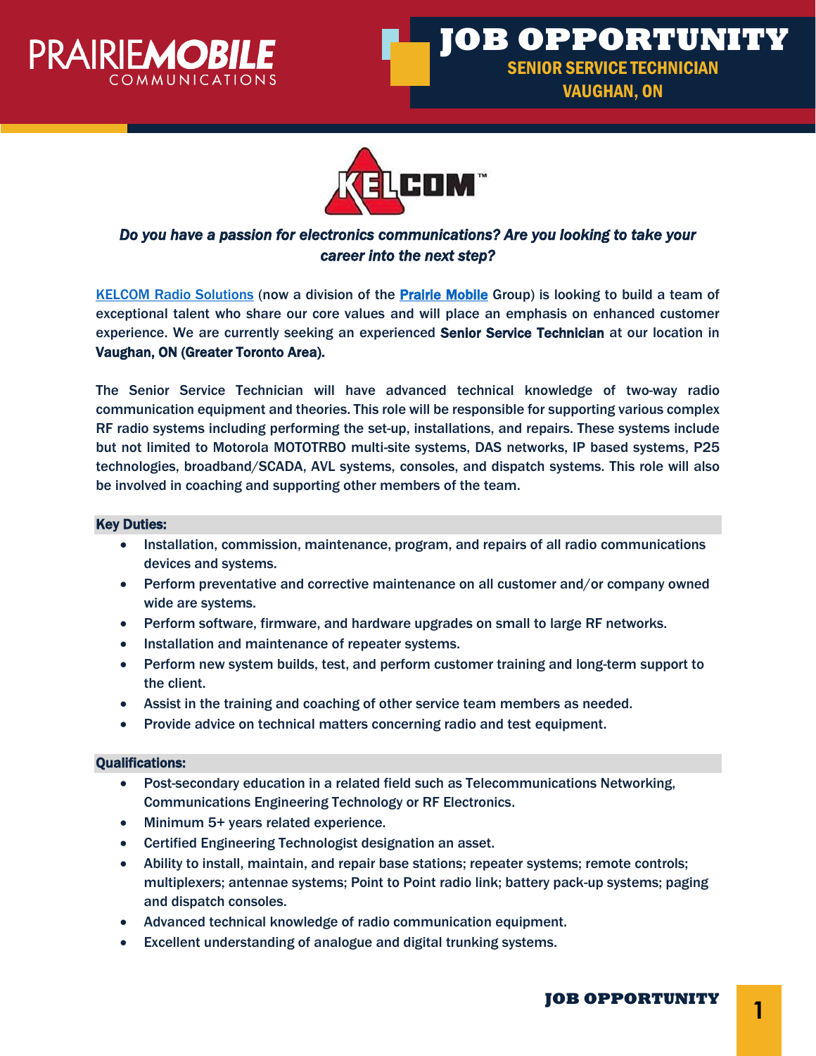PRAIRIEMOBILE COMMUNICATIONS

# JOB OPPORTUNITY

## SENIOR SERVICE TECHNICIAN
## VAUGHAN, ON

KELCOM

***Do you have a passion for electronics communications? Are you looking to take your career into the next step?***

KELCOM Radio Solutions (now a division of the **Prairie Mobile** Group) is looking to build a team of exceptional talent who share our core values and will place an emphasis on enhanced customer experience. We are currently seeking an experienced **Senior Service Technician** at our location in **Vaughan, ON (Greater Toronto Area).**

The Senior Service Technician will have advanced technical knowledge of two-way radio communication equipment and theories. This role will be responsible for supporting various complex RF radio systems including performing the set-up, installations, and repairs. These systems include but not limited to Motorola MOTOTRBO multi-site systems, DAS networks, IP based systems, P25 technologies, broadband/SCADA, AVL systems, consoles, and dispatch systems. This role will also be involved in coaching and supporting other members of the team.

### Key Duties:

- Installation, commission, maintenance, program, and repairs of all radio communications devices and systems.
- Perform preventative and corrective maintenance on all customer and/or company owned wide are systems.
- Perform software, firmware, and hardware upgrades on small to large RF networks.
- Installation and maintenance of repeater systems.
- Perform new system builds, test, and perform customer training and long-term support to the client.
- Assist in the training and coaching of other service team members as needed.
- Provide advice on technical matters concerning radio and test equipment.

### Qualifications:

- Post-secondary education in a related field such as Telecommunications Networking, Communications Engineering Technology or RF Electronics.
- Minimum 5+ years related experience.
- Certified Engineering Technologist designation an asset.
- Ability to install, maintain, and repair base stations; repeater systems; remote controls; multiplexers; antennae systems; Point to Point radio link; battery pack-up systems; paging and dispatch consoles.
- Advanced technical knowledge of radio communication equipment.
- Excellent understanding of analogue and digital trunking systems.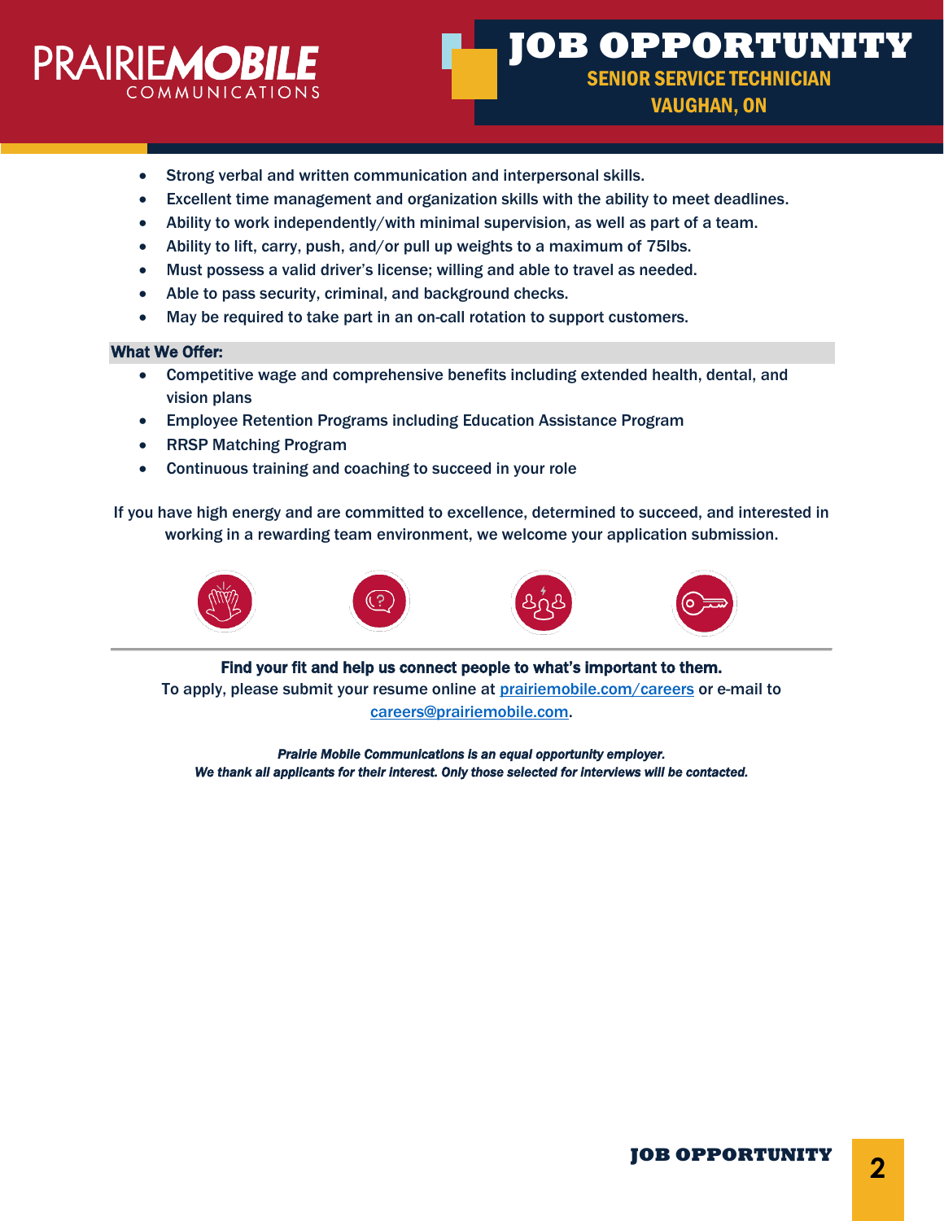# JOB OPPORTUNITY

**SENIOR SERVICE TECHNICIAN**
**VAUGHAN, ON**

- Strong verbal and written communication and interpersonal skills.
- Excellent time management and organization skills with the ability to meet deadlines.
- Ability to work independently/with minimal supervision, as well as part of a team.
- Ability to lift, carry, push, and/or pull up weights to a maximum of 75lbs.
- Must possess a valid driver's license; willing and able to travel as needed.
- Able to pass security, criminal, and background checks.
- May be required to take part in an on-call rotation to support customers.

**What We Offer:**

- Competitive wage and comprehensive benefits including extended health, dental, and vision plans
- Employee Retention Programs including Education Assistance Program
- RRSP Matching Program
- Continuous training and coaching to succeed in your role

If you have high energy and are committed to excellence, determined to succeed, and interested in working in a rewarding team environment, we welcome your application submission.

**Find your fit and help us connect people to what's important to them.**
To apply, please submit your resume online at [prairiemobile.com/careers](prairiemobile.com/careers) or e-mail to [careers@prairiemobile.com](mailto:careers@prairiemobile.com).

***Prairie Mobile Communications is an equal opportunity employer.***
***We thank all applicants for their interest. Only those selected for interviews will be contacted.***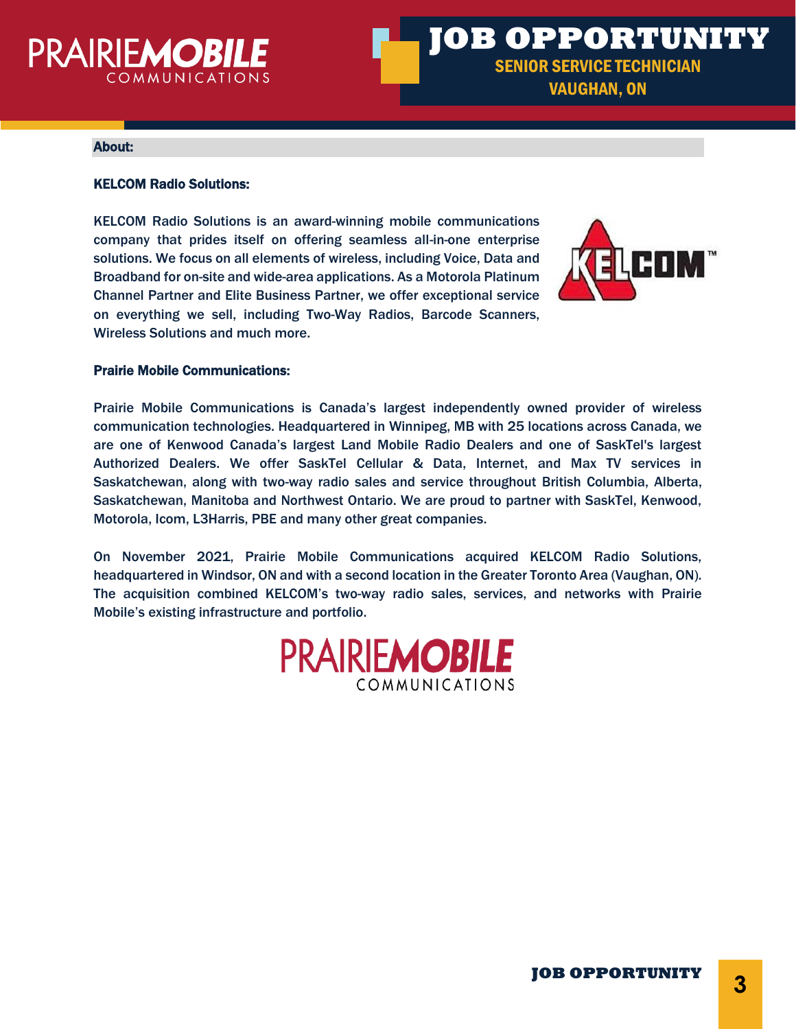# JOB OPPORTUNITY

**SENIOR SERVICE TECHNICIAN**

**VAUGHAN, ON**

## About:

### KELCOM Radio Solutions:

KELCOM Radio Solutions is an award-winning mobile communications company that prides itself on offering seamless all-in-one enterprise solutions. We focus on all elements of wireless, including Voice, Data and Broadband for on-site and wide-area applications. As a Motorola Platinum Channel Partner and Elite Business Partner, we offer exceptional service on everything we sell, including Two-Way Radios, Barcode Scanners, Wireless Solutions and much more.

### Prairie Mobile Communications:

Prairie Mobile Communications is Canada's largest independently owned provider of wireless communication technologies. Headquartered in Winnipeg, MB with 25 locations across Canada, we are one of Kenwood Canada's largest Land Mobile Radio Dealers and one of SaskTel's largest Authorized Dealers. We offer SaskTel Cellular & Data, Internet, and Max TV services in Saskatchewan, along with two-way radio sales and service throughout British Columbia, Alberta, Saskatchewan, Manitoba and Northwest Ontario. We are proud to partner with SaskTel, Kenwood, Motorola, Icom, L3Harris, PBE and many other great companies.

On November 2021, Prairie Mobile Communications acquired KELCOM Radio Solutions, headquartered in Windsor, ON and with a second location in the Greater Toronto Area (Vaughan, ON). The acquisition combined KELCOM's two-way radio sales, services, and networks with Prairie Mobile's existing infrastructure and portfolio.